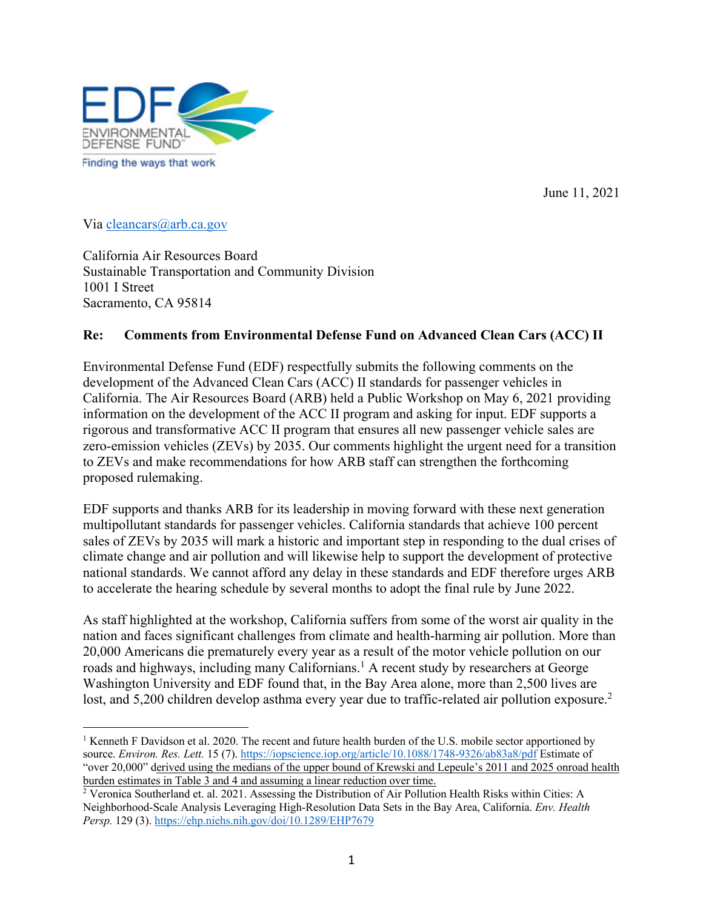EDF ENVIRONMENTAL DEFENSE FUND

Finding the ways that work

June 11, 2021

Via cleancars@arb.ca.gov

California Air Resources Board
Sustainable Transportation and Community Division
1001 I Street
Sacramento, CA 95814

**Re: Comments from Environmental Defense Fund on Advanced Clean Cars (ACC) II**

Environmental Defense Fund (EDF) respectfully submits the following comments on the development of the Advanced Clean Cars (ACC) II standards for passenger vehicles in California. The Air Resources Board (ARB) held a Public Workshop on May 6, 2021 providing information on the development of the ACC II program and asking for input. EDF supports a rigorous and transformative ACC II program that ensures all new passenger vehicle sales are zero-emission vehicles (ZEVs) by 2035. Our comments highlight the urgent need for a transition to ZEVs and make recommendations for how ARB staff can strengthen the forthcoming proposed rulemaking.

EDF supports and thanks ARB for its leadership in moving forward with these next generation multipollutant standards for passenger vehicles. California standards that achieve 100 percent sales of ZEVs by 2035 will mark a historic and important step in responding to the dual crises of climate change and air pollution and will likewise help to support the development of protective national standards. We cannot afford any delay in these standards and EDF therefore urges ARB to accelerate the hearing schedule by several months to adopt the final rule by June 2022.

As staff highlighted at the workshop, California suffers from some of the worst air quality in the nation and faces significant challenges from climate and health-harming air pollution. More than 20,000 Americans die prematurely every year as a result of the motor vehicle pollution on our roads and highways, including many Californians.[1] A recent study by researchers at George Washington University and EDF found that, in the Bay Area alone, more than 2,500 lives are lost, and 5,200 children develop asthma every year due to traffic-related air pollution exposure.[2]

---

[1] Kenneth F Davidson et al. 2020. The recent and future health burden of the U.S. mobile sector apportioned by source. *Environ. Res. Lett.* 15 (7). https://iopscience.iop.org/article/10.1088/1748-9326/ab83a8/pdf Estimate of "over 20,000" derived using the medians of the upper bound of Krewski and Lepeule's 2011 and 2025 onroad health burden estimates in Table 3 and 4 and assuming a linear reduction over time.

[2] Veronica Southerland et. al. 2021. Assessing the Distribution of Air Pollution Health Risks within Cities: A Neighborhood-Scale Analysis Leveraging High-Resolution Data Sets in the Bay Area, California. *Env. Health Persp.* 129 (3). https://ehp.niehs.nih.gov/doi/10.1289/EHP7679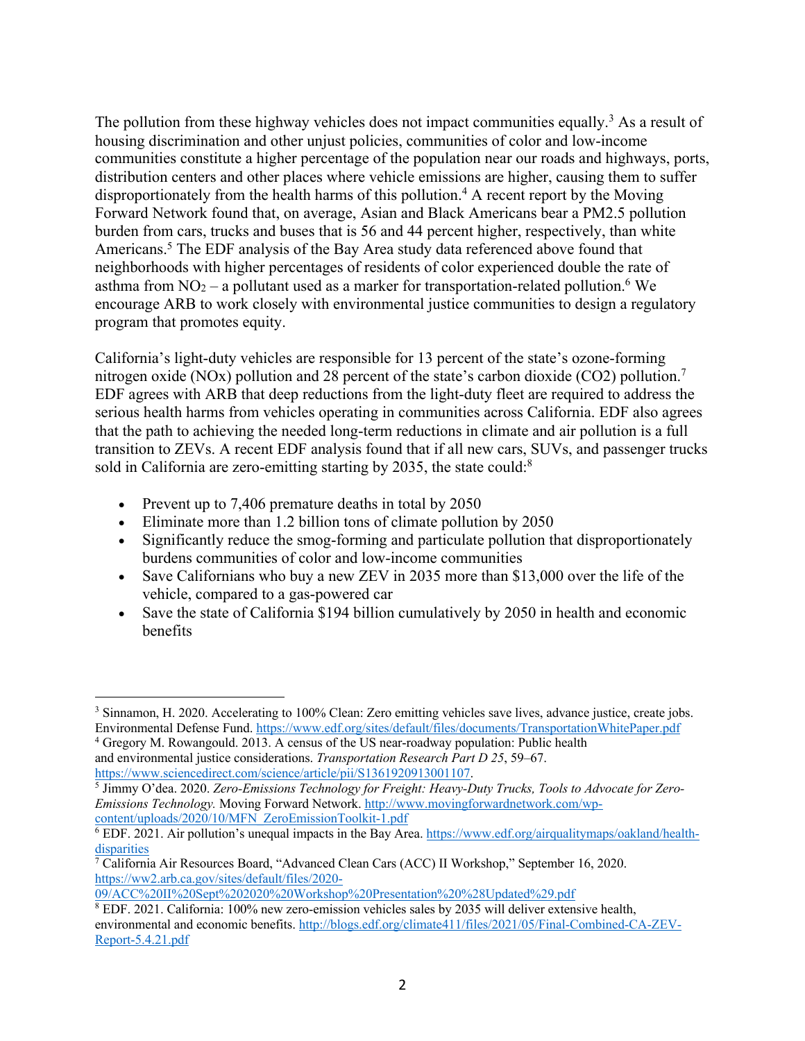The pollution from these highway vehicles does not impact communities equally.[3] As a result of housing discrimination and other unjust policies, communities of color and low-income communities constitute a higher percentage of the population near our roads and highways, ports, distribution centers and other places where vehicle emissions are higher, causing them to suffer disproportionately from the health harms of this pollution.[4] A recent report by the Moving Forward Network found that, on average, Asian and Black Americans bear a PM2.5 pollution burden from cars, trucks and buses that is 56 and 44 percent higher, respectively, than white Americans.[5] The EDF analysis of the Bay Area study data referenced above found that neighborhoods with higher percentages of residents of color experienced double the rate of asthma from $NO_2$ – a pollutant used as a marker for transportation-related pollution.[6] We encourage ARB to work closely with environmental justice communities to design a regulatory program that promotes equity.

California's light-duty vehicles are responsible for 13 percent of the state's ozone-forming nitrogen oxide (NOx) pollution and 28 percent of the state's carbon dioxide ($CO_2$) pollution.[7] EDF agrees with ARB that deep reductions from the light-duty fleet are required to address the serious health harms from vehicles operating in communities across California. EDF also agrees that the path to achieving the needed long-term reductions in climate and air pollution is a full transition to ZEVs. A recent EDF analysis found that if all new cars, SUVs, and passenger trucks sold in California are zero-emitting starting by 2035, the state could:[8]

- Prevent up to 7,406 premature deaths in total by 2050
- Eliminate more than 1.2 billion tons of climate pollution by 2050
- Significantly reduce the smog-forming and particulate pollution that disproportionately burdens communities of color and low-income communities
- Save Californians who buy a new ZEV in 2035 more than $13,000 over the life of the vehicle, compared to a gas-powered car
- Save the state of California $194 billion cumulatively by 2050 in health and economic benefits

---

[3] Sinnamon, H. 2020. Accelerating to 100% Clean: Zero emitting vehicles save lives, advance justice, create jobs. Environmental Defense Fund. https://www.edf.org/sites/default/files/documents/TransportationWhitePaper.pdf

[4] Gregory M. Rowangould. 2013. A census of the US near-roadway population: Public health and environmental justice considerations. *Transportation Research Part D 25*, 59–67. https://www.sciencedirect.com/science/article/pii/S1361920913001107.

[5] Jimmy O'dea. 2020. *Zero-Emissions Technology for Freight: Heavy-Duty Trucks, Tools to Advocate for Zero-Emissions Technology.* Moving Forward Network. http://www.movingforwardnetwork.com/wp-content/uploads/2020/10/MFN_ZeroEmissionToolkit-1.pdf

[6] EDF. 2021. Air pollution's unequal impacts in the Bay Area. https://www.edf.org/airqualitymaps/oakland/health-disparities

[7] California Air Resources Board, "Advanced Clean Cars (ACC) II Workshop," September 16, 2020. https://ww2.arb.ca.gov/sites/default/files/2020-09/ACC%20II%20Sept%202020%20Workshop%20Presentation%20%28Updated%29.pdf

[8] EDF. 2021. California: 100% new zero-emission vehicles sales by 2035 will deliver extensive health, environmental and economic benefits. http://blogs.edf.org/climate411/files/2021/05/Final-Combined-CA-ZEV-Report-5.4.21.pdf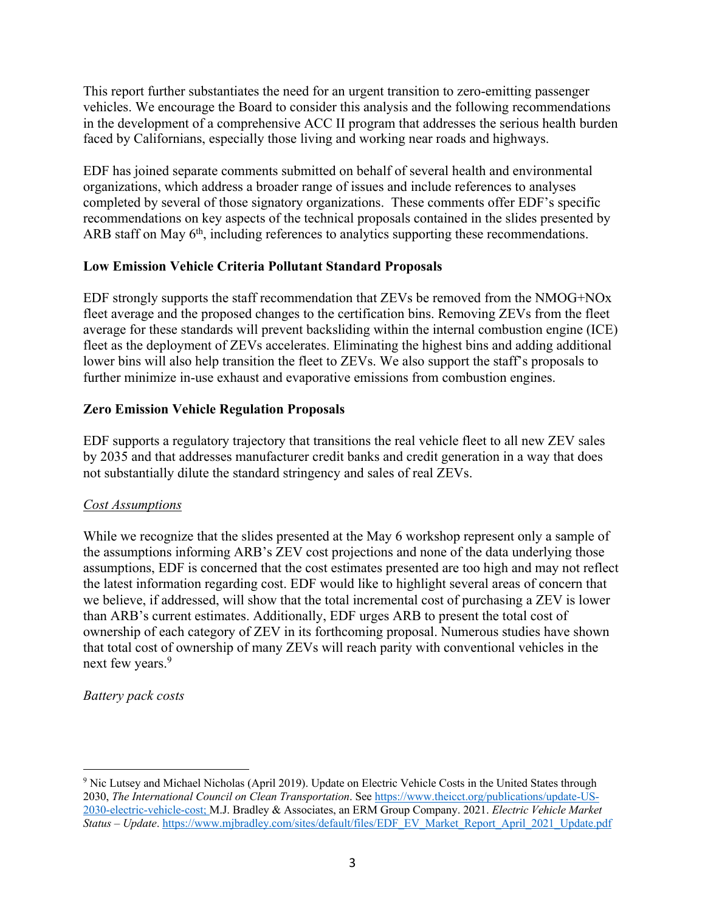This report further substantiates the need for an urgent transition to zero-emitting passenger vehicles. We encourage the Board to consider this analysis and the following recommendations in the development of a comprehensive ACC II program that addresses the serious health burden faced by Californians, especially those living and working near roads and highways.

EDF has joined separate comments submitted on behalf of several health and environmental organizations, which address a broader range of issues and include references to analyses completed by several of those signatory organizations. These comments offer EDF's specific recommendations on key aspects of the technical proposals contained in the slides presented by ARB staff on May 6th, including references to analytics supporting these recommendations.

**Low Emission Vehicle Criteria Pollutant Standard Proposals**

EDF strongly supports the staff recommendation that ZEVs be removed from the NMOG+NOx fleet average and the proposed changes to the certification bins. Removing ZEVs from the fleet average for these standards will prevent backsliding within the internal combustion engine (ICE) fleet as the deployment of ZEVs accelerates. Eliminating the highest bins and adding additional lower bins will also help transition the fleet to ZEVs. We also support the staff's proposals to further minimize in-use exhaust and evaporative emissions from combustion engines.

**Zero Emission Vehicle Regulation Proposals**

EDF supports a regulatory trajectory that transitions the real vehicle fleet to all new ZEV sales by 2035 and that addresses manufacturer credit banks and credit generation in a way that does not substantially dilute the standard stringency and sales of real ZEVs.

*Cost Assumptions*

While we recognize that the slides presented at the May 6 workshop represent only a sample of the assumptions informing ARB's ZEV cost projections and none of the data underlying those assumptions, EDF is concerned that the cost estimates presented are too high and may not reflect the latest information regarding cost. EDF would like to highlight several areas of concern that we believe, if addressed, will show that the total incremental cost of purchasing a ZEV is lower than ARB's current estimates. Additionally, EDF urges ARB to present the total cost of ownership of each category of ZEV in its forthcoming proposal. Numerous studies have shown that total cost of ownership of many ZEVs will reach parity with conventional vehicles in the next few years.[9]

*Battery pack costs*

---

[9] Nic Lutsey and Michael Nicholas (April 2019). Update on Electric Vehicle Costs in the United States through 2030, *The International Council on Clean Transportation*. See https://www.theicct.org/publications/update-US-2030-electric-vehicle-cost; M.J. Bradley & Associates, an ERM Group Company. 2021. *Electric Vehicle Market Status – Update*. https://www.mjbradley.com/sites/default/files/EDF_EV_Market_Report_April_2021_Update.pdf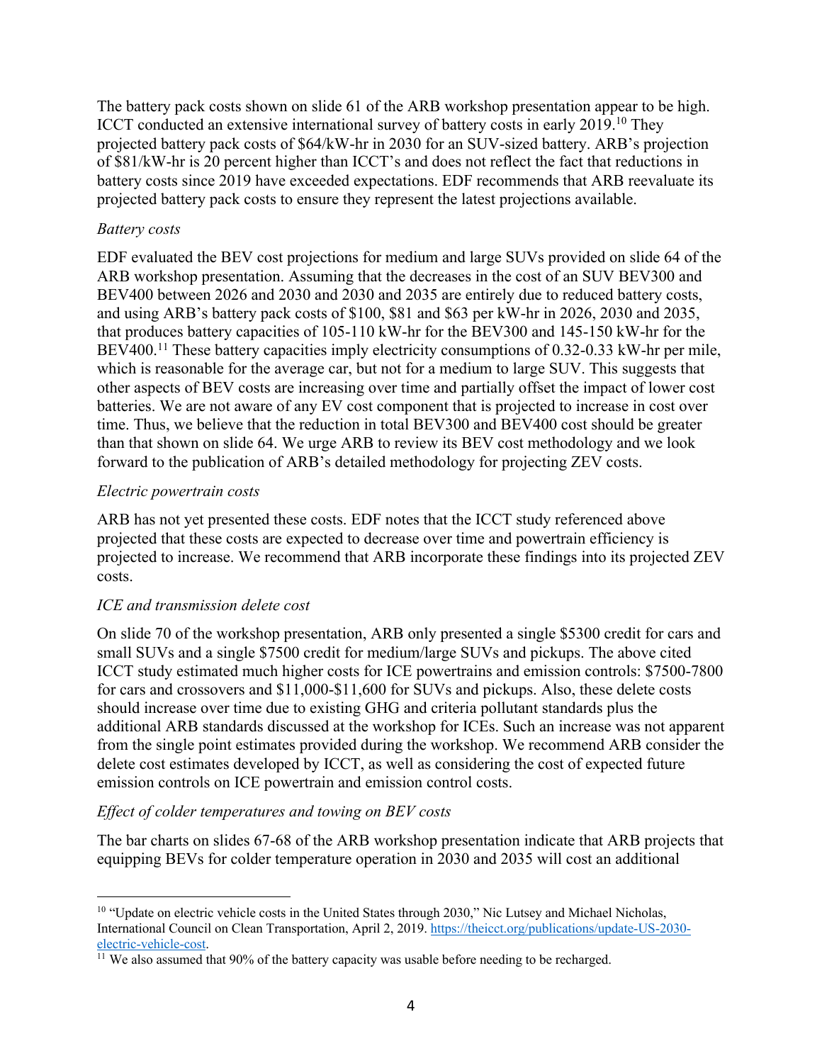The battery pack costs shown on slide 61 of the ARB workshop presentation appear to be high. ICCT conducted an extensive international survey of battery costs in early 2019.[10] They projected battery pack costs of $64/kW-hr in 2030 for an SUV-sized battery. ARB's projection of $81/kW-hr is 20 percent higher than ICCT's and does not reflect the fact that reductions in battery costs since 2019 have exceeded expectations. EDF recommends that ARB reevaluate its projected battery pack costs to ensure they represent the latest projections available.

*Battery costs*

EDF evaluated the BEV cost projections for medium and large SUVs provided on slide 64 of the ARB workshop presentation. Assuming that the decreases in the cost of an SUV BEV300 and BEV400 between 2026 and 2030 and 2030 and 2035 are entirely due to reduced battery costs, and using ARB's battery pack costs of $100, $81 and $63 per kW-hr in 2026, 2030 and 2035, that produces battery capacities of 105-110 kW-hr for the BEV300 and 145-150 kW-hr for the BEV400.[11] These battery capacities imply electricity consumptions of 0.32-0.33 kW-hr per mile, which is reasonable for the average car, but not for a medium to large SUV. This suggests that other aspects of BEV costs are increasing over time and partially offset the impact of lower cost batteries. We are not aware of any EV cost component that is projected to increase in cost over time. Thus, we believe that the reduction in total BEV300 and BEV400 cost should be greater than that shown on slide 64. We urge ARB to review its BEV cost methodology and we look forward to the publication of ARB's detailed methodology for projecting ZEV costs.

*Electric powertrain costs*

ARB has not yet presented these costs. EDF notes that the ICCT study referenced above projected that these costs are expected to decrease over time and powertrain efficiency is projected to increase. We recommend that ARB incorporate these findings into its projected ZEV costs.

*ICE and transmission delete cost*

On slide 70 of the workshop presentation, ARB only presented a single $5300 credit for cars and small SUVs and a single $7500 credit for medium/large SUVs and pickups. The above cited ICCT study estimated much higher costs for ICE powertrains and emission controls: $7500-7800 for cars and crossovers and $11,000-$11,600 for SUVs and pickups. Also, these delete costs should increase over time due to existing GHG and criteria pollutant standards plus the additional ARB standards discussed at the workshop for ICEs. Such an increase was not apparent from the single point estimates provided during the workshop. We recommend ARB consider the delete cost estimates developed by ICCT, as well as considering the cost of expected future emission controls on ICE powertrain and emission control costs.

*Effect of colder temperatures and towing on BEV costs*

The bar charts on slides 67-68 of the ARB workshop presentation indicate that ARB projects that equipping BEVs for colder temperature operation in 2030 and 2035 will cost an additional

---

[10] "Update on electric vehicle costs in the United States through 2030," Nic Lutsey and Michael Nicholas, International Council on Clean Transportation, April 2, 2019. https://theicct.org/publications/update-US-2030-electric-vehicle-cost.

[11] We also assumed that 90% of the battery capacity was usable before needing to be recharged.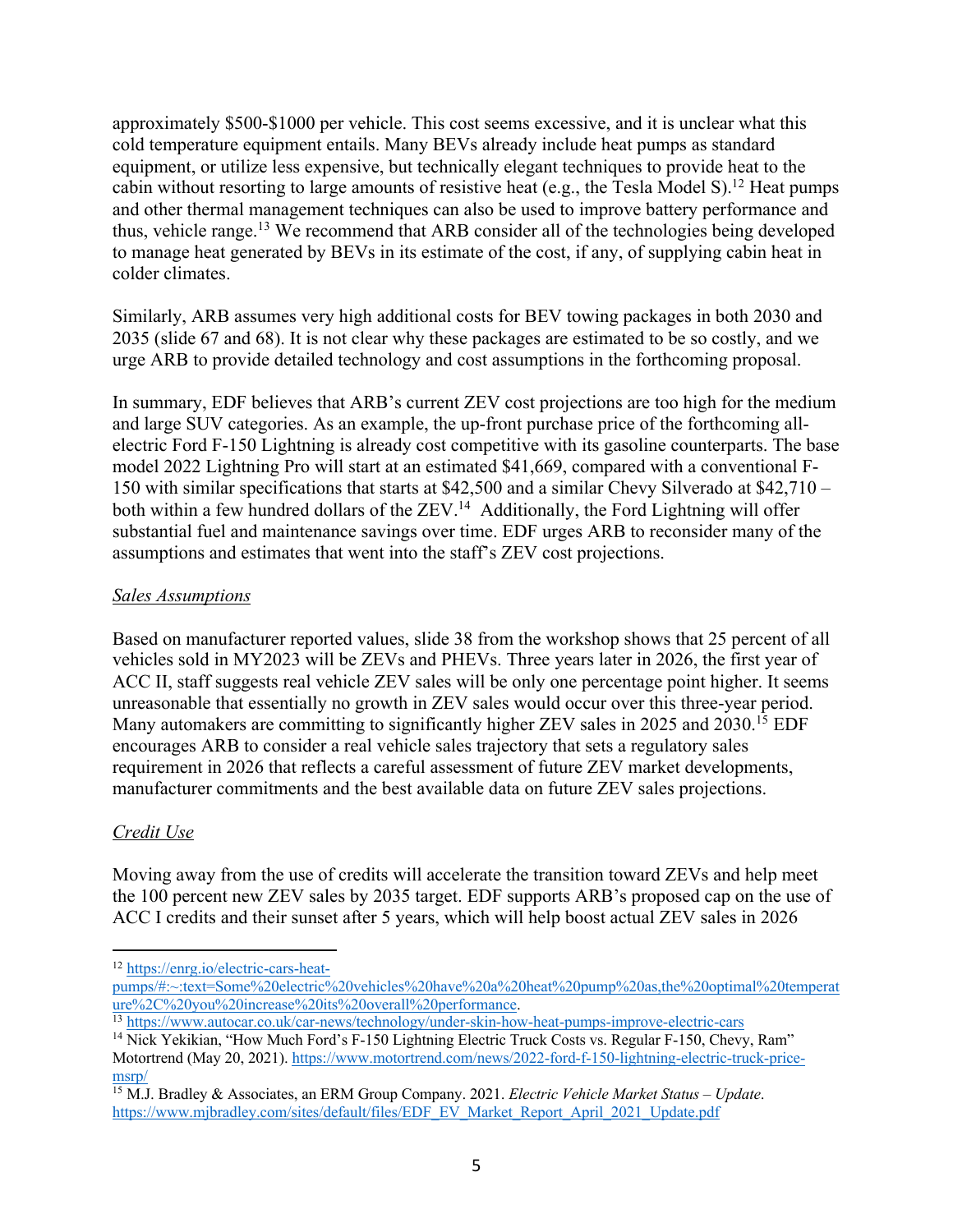approximately $500-$1000 per vehicle. This cost seems excessive, and it is unclear what this cold temperature equipment entails. Many BEVs already include heat pumps as standard equipment, or utilize less expensive, but technically elegant techniques to provide heat to the cabin without resorting to large amounts of resistive heat (e.g., the Tesla Model S).[12] Heat pumps and other thermal management techniques can also be used to improve battery performance and thus, vehicle range.[13] We recommend that ARB consider all of the technologies being developed to manage heat generated by BEVs in its estimate of the cost, if any, of supplying cabin heat in colder climates.

Similarly, ARB assumes very high additional costs for BEV towing packages in both 2030 and 2035 (slide 67 and 68). It is not clear why these packages are estimated to be so costly, and we urge ARB to provide detailed technology and cost assumptions in the forthcoming proposal.

In summary, EDF believes that ARB's current ZEV cost projections are too high for the medium and large SUV categories. As an example, the up-front purchase price of the forthcoming all-electric Ford F-150 Lightning is already cost competitive with its gasoline counterparts. The base model 2022 Lightning Pro will start at an estimated $41,669, compared with a conventional F-150 with similar specifications that starts at $42,500 and a similar Chevy Silverado at $42,710 – both within a few hundred dollars of the ZEV.[14] Additionally, the Ford Lightning will offer substantial fuel and maintenance savings over time. EDF urges ARB to reconsider many of the assumptions and estimates that went into the staff's ZEV cost projections.

*Sales Assumptions*

Based on manufacturer reported values, slide 38 from the workshop shows that 25 percent of all vehicles sold in MY2023 will be ZEVs and PHEVs. Three years later in 2026, the first year of ACC II, staff suggests real vehicle ZEV sales will be only one percentage point higher. It seems unreasonable that essentially no growth in ZEV sales would occur over this three-year period. Many automakers are committing to significantly higher ZEV sales in 2025 and 2030.[15] EDF encourages ARB to consider a real vehicle sales trajectory that sets a regulatory sales requirement in 2026 that reflects a careful assessment of future ZEV market developments, manufacturer commitments and the best available data on future ZEV sales projections.

*Credit Use*

Moving away from the use of credits will accelerate the transition toward ZEVs and help meet the 100 percent new ZEV sales by 2035 target. EDF supports ARB's proposed cap on the use of ACC I credits and their sunset after 5 years, which will help boost actual ZEV sales in 2026

---

[12] https://enrg.io/electric-cars-heat-pumps/#:~:text=Some%20electric%20vehicles%20have%20a%20heat%20pump%20as,the%20optimal%20temperature%2C%20you%20increase%20its%20overall%20performance.

[13] https://www.autocar.co.uk/car-news/technology/under-skin-how-heat-pumps-improve-electric-cars

[14] Nick Yekikian, "How Much Ford's F-150 Lightning Electric Truck Costs vs. Regular F-150, Chevy, Ram" Motortrend (May 20, 2021). https://www.motortrend.com/news/2022-ford-f-150-lightning-electric-truck-price-msrp/

[15] M.J. Bradley & Associates, an ERM Group Company. 2021. *Electric Vehicle Market Status – Update*. https://www.mjbradley.com/sites/default/files/EDF_EV_Market_Report_April_2021_Update.pdf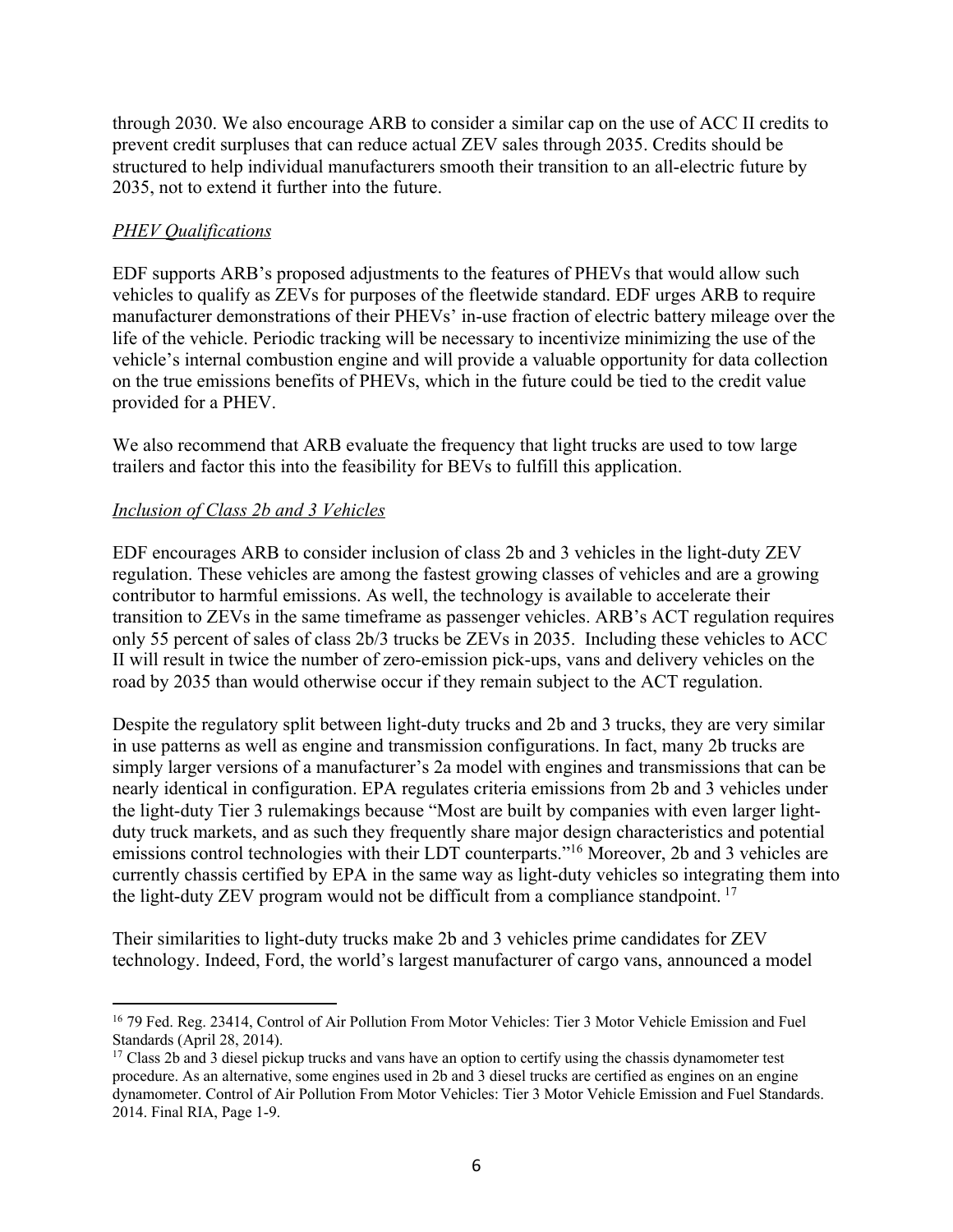through 2030. We also encourage ARB to consider a similar cap on the use of ACC II credits to prevent credit surpluses that can reduce actual ZEV sales through 2035. Credits should be structured to help individual manufacturers smooth their transition to an all-electric future by 2035, not to extend it further into the future.

*PHEV Qualifications*

EDF supports ARB's proposed adjustments to the features of PHEVs that would allow such vehicles to qualify as ZEVs for purposes of the fleetwide standard. EDF urges ARB to require manufacturer demonstrations of their PHEVs' in-use fraction of electric battery mileage over the life of the vehicle. Periodic tracking will be necessary to incentivize minimizing the use of the vehicle's internal combustion engine and will provide a valuable opportunity for data collection on the true emissions benefits of PHEVs, which in the future could be tied to the credit value provided for a PHEV.

We also recommend that ARB evaluate the frequency that light trucks are used to tow large trailers and factor this into the feasibility for BEVs to fulfill this application.

*Inclusion of Class 2b and 3 Vehicles*

EDF encourages ARB to consider inclusion of class 2b and 3 vehicles in the light-duty ZEV regulation. These vehicles are among the fastest growing classes of vehicles and are a growing contributor to harmful emissions. As well, the technology is available to accelerate their transition to ZEVs in the same timeframe as passenger vehicles. ARB's ACT regulation requires only 55 percent of sales of class 2b/3 trucks be ZEVs in 2035. Including these vehicles to ACC II will result in twice the number of zero-emission pick-ups, vans and delivery vehicles on the road by 2035 than would otherwise occur if they remain subject to the ACT regulation.

Despite the regulatory split between light-duty trucks and 2b and 3 trucks, they are very similar in use patterns as well as engine and transmission configurations. In fact, many 2b trucks are simply larger versions of a manufacturer's 2a model with engines and transmissions that can be nearly identical in configuration. EPA regulates criteria emissions from 2b and 3 vehicles under the light-duty Tier 3 rulemakings because "Most are built by companies with even larger light-duty truck markets, and as such they frequently share major design characteristics and potential emissions control technologies with their LDT counterparts."[16] Moreover, 2b and 3 vehicles are currently chassis certified by EPA in the same way as light-duty vehicles so integrating them into the light-duty ZEV program would not be difficult from a compliance standpoint. [17]

Their similarities to light-duty trucks make 2b and 3 vehicles prime candidates for ZEV technology. Indeed, Ford, the world's largest manufacturer of cargo vans, announced a model

[16] 79 Fed. Reg. 23414, Control of Air Pollution From Motor Vehicles: Tier 3 Motor Vehicle Emission and Fuel Standards (April 28, 2014).

[17] Class 2b and 3 diesel pickup trucks and vans have an option to certify using the chassis dynamometer test procedure. As an alternative, some engines used in 2b and 3 diesel trucks are certified as engines on an engine dynamometer. Control of Air Pollution From Motor Vehicles: Tier 3 Motor Vehicle Emission and Fuel Standards. 2014. Final RIA, Page 1-9.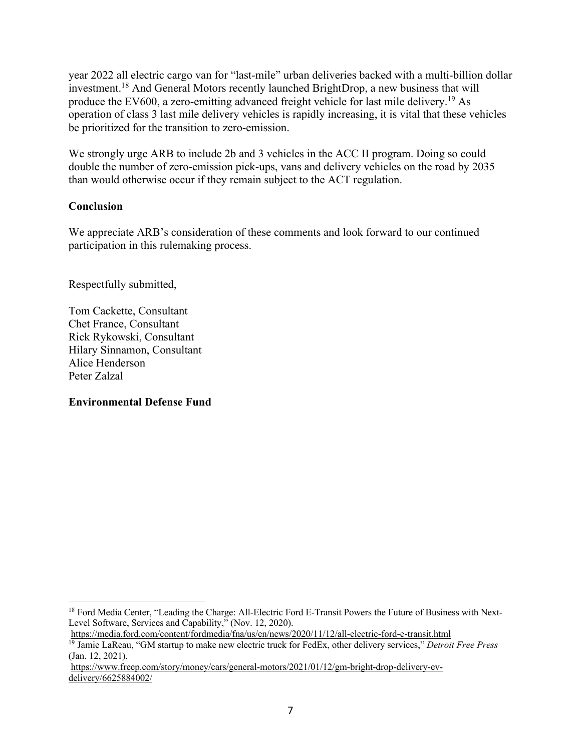year 2022 all electric cargo van for "last-mile" urban deliveries backed with a multi-billion dollar investment.[18] And General Motors recently launched BrightDrop, a new business that will produce the EV600, a zero-emitting advanced freight vehicle for last mile delivery.[19] As operation of class 3 last mile delivery vehicles is rapidly increasing, it is vital that these vehicles be prioritized for the transition to zero-emission.

We strongly urge ARB to include 2b and 3 vehicles in the ACC II program. Doing so could double the number of zero-emission pick-ups, vans and delivery vehicles on the road by 2035 than would otherwise occur if they remain subject to the ACT regulation.

**Conclusion**

We appreciate ARB's consideration of these comments and look forward to our continued participation in this rulemaking process.

Respectfully submitted,

Tom Cackette, Consultant
Chet France, Consultant
Rick Rykowski, Consultant
Hilary Sinnamon, Consultant
Alice Henderson
Peter Zalzal

**Environmental Defense Fund**

---

[18] Ford Media Center, "Leading the Charge: All-Electric Ford E-Transit Powers the Future of Business with Next-Level Software, Services and Capability," (Nov. 12, 2020). https://media.ford.com/content/fordmedia/fna/us/en/news/2020/11/12/all-electric-ford-e-transit.html

[19] Jamie LaReau, "GM startup to make new electric truck for FedEx, other delivery services," *Detroit Free Press* (Jan. 12, 2021). https://www.freep.com/story/money/cars/general-motors/2021/01/12/gm-bright-drop-delivery-ev-delivery/6625884002/